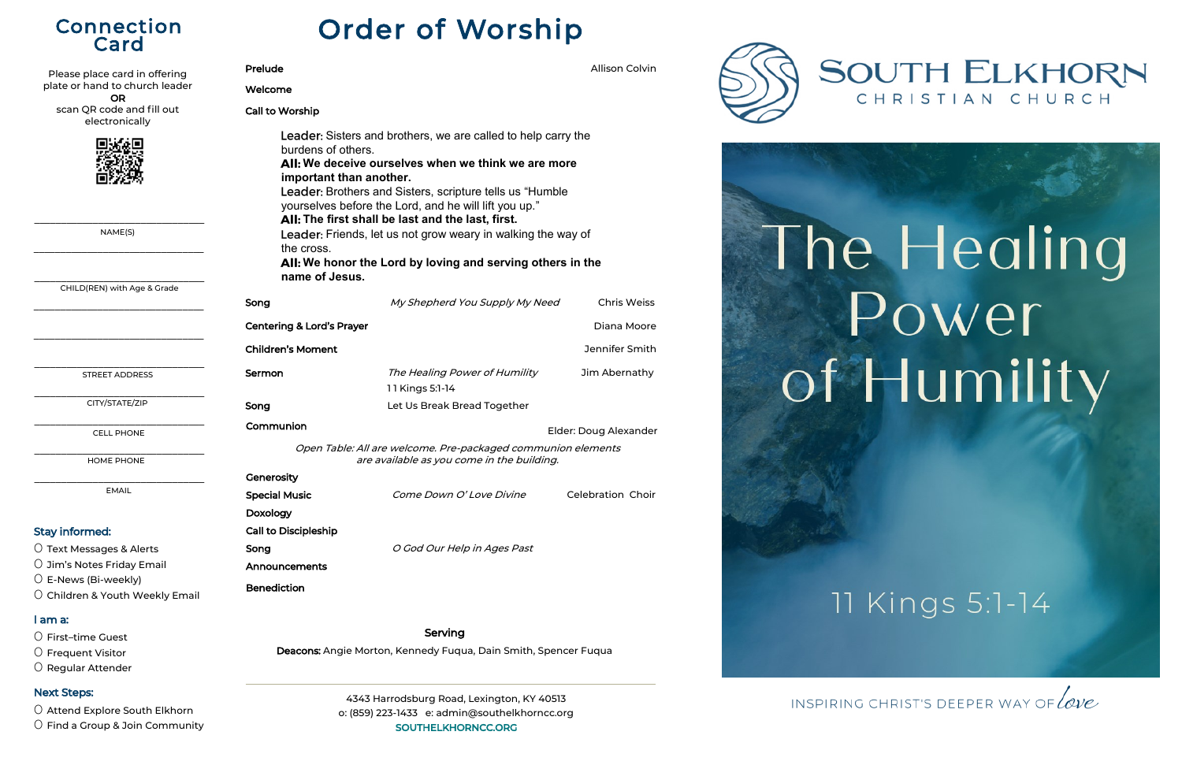# Connection Card

Please place card in offering plate or hand to church leader
**OR**
scan QR code and fill out electronically

NAME(S)

CHILD(REN) with Age & Grade

STREET ADDRESS

CITY/STATE/ZIP

CELL PHONE

HOME PHONE

EMAIL

**Stay informed:**

- ○ Text Messages & Alerts
- ○ Jim's Notes Friday Email
- ○ E-News (Bi-weekly)
- ○ Children & Youth Weekly Email

**I am a:**

- ○ First–time Guest
- ○ Frequent Visitor
- ○ Regular Attender

**Next Steps:**

- ○ Attend Explore South Elkhorn
- ○ Find a Group & Join Community

# Order of Worship

**Prelude** — Allison Colvin

**Welcome**

**Call to Worship**

Leader: Sisters and brothers, we are called to help carry the burdens of others.
**All: We deceive ourselves when we think we are more important than another.**
Leader: Brothers and Sisters, scripture tells us "Humble yourselves before the Lord, and he will lift you up."
**All: The first shall be last and the last, first.**
Leader: Friends, let us not grow weary in walking the way of the cross.
**All: We honor the Lord by loving and serving others in the name of Jesus.**

**Song** — *My Shepherd You Supply My Need* — Chris Weiss

**Centering & Lord's Prayer** — Diana Moore

**Children's Moment** — Jennifer Smith

**Sermon** — *The Healing Power of Humility* — Jim Abernathy
11 Kings 5:1-14

**Song** — Let Us Break Bread Together

**Communion** — Elder: Doug Alexander

*Open Table: All are welcome. Pre-packaged communion elements are available as you come in the building.*

**Generosity**

**Special Music** — *Come Down O' Love Divine* — Celebration Choir

**Doxology**

**Call to Discipleship**

**Song** — *O God Our Help in Ages Past*

**Announcements**

**Benediction**

**Serving**

**Deacons:** Angie Morton, Kennedy Fuqua, Dain Smith, Spencer Fuqua

4343 Harrodsburg Road, Lexington, KY 40513
o: (859) 223-1433 e: admin@southelkhorncc.org
**SOUTHELKHORNCC.ORG**

# South Elkhorn Christian Church

# The Healing Power of Humility

11 Kings 5:1-14

INSPIRING CHRIST'S DEEPER WAY OF *love*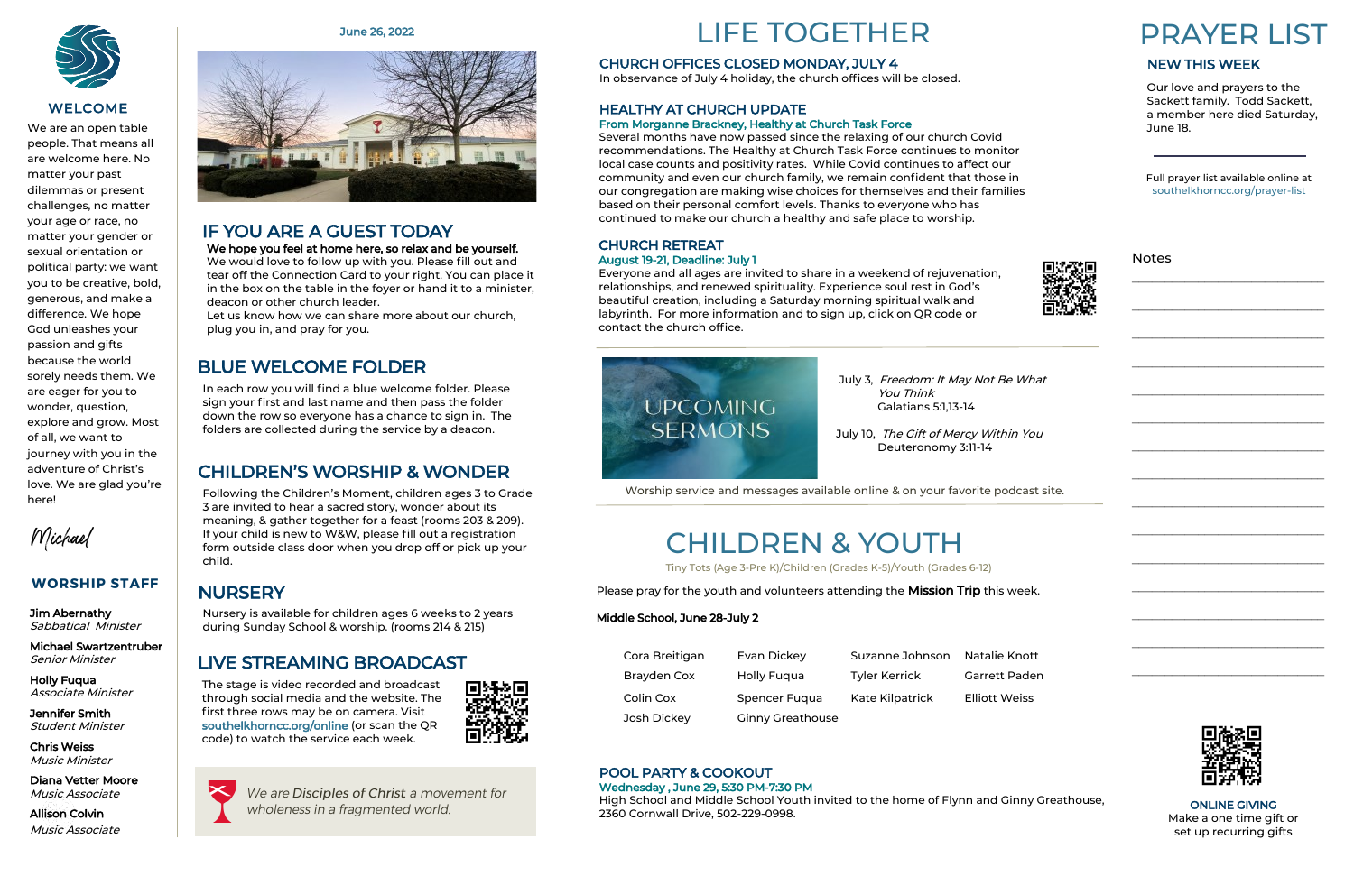## WELCOME

We are an open table people. That means all are welcome here. No matter your past dilemmas or present challenges, no matter your age or race, no matter your gender or sexual orientation or political party: we want you to be creative, bold, generous, and make a difference. We hope God unleashes your passion and gifts because the world sorely needs them. We are eager for you to wonder, question, explore and grow. Most of all, we want to journey with you in the adventure of Christ's love. We are glad you're here!

*Michael*

## WORSHIP STAFF

**Jim Abernathy**
*Sabbatical Minister*

**Michael Swartzentruber**
*Senior Minister*

**Holly Fuqua**
*Associate Minister*

**Jennifer Smith**
*Student Minister*

**Chris Weiss**
*Music Minister*

**Diana Vetter Moore**
*Music Associate*

**Allison Colvin**
*Music Associate*

June 26, 2022

## IF YOU ARE A GUEST TODAY

**We hope you feel at home here, so relax and be yourself.** We would love to follow up with you. Please fill out and tear off the Connection Card to your right. You can place it in the box on the table in the foyer or hand it to a minister, deacon or other church leader.
Let us know how we can share more about our church, plug you in, and pray for you.

## BLUE WELCOME FOLDER

In each row you will find a blue welcome folder. Please sign your first and last name and then pass the folder down the row so everyone has a chance to sign in. The folders are collected during the service by a deacon.

## CHILDREN'S WORSHIP & WONDER

Following the Children's Moment, children ages 3 to Grade 3 are invited to hear a sacred story, wonder about its meaning, & gather together for a feast (rooms 203 & 209). If your child is new to W&W, please fill out a registration form outside class door when you drop off or pick up your child.

## NURSERY

Nursery is available for children ages 6 weeks to 2 years during Sunday School & worship. (rooms 214 & 215)

## LIVE STREAMING BROADCAST

The stage is video recorded and broadcast through social media and the website. The first three rows may be on camera. Visit southelkhorncc.org/online (or scan the QR code) to watch the service each week.

*We are Disciples of Christ a movement for wholeness in a fragmented world.*

# LIFE TOGETHER

### CHURCH OFFICES CLOSED MONDAY, JULY 4

In observance of July 4 holiday, the church offices will be closed.

### HEALTHY AT CHURCH UPDATE

**From Morganne Brackney, Healthy at Church Task Force**

Several months have now passed since the relaxing of our church Covid recommendations. The Healthy at Church Task Force continues to monitor local case counts and positivity rates. While Covid continues to affect our community and even our church family, we remain confident that those in our congregation are making wise choices for themselves and their families based on their personal comfort levels. Thanks to everyone who has continued to make our church a healthy and safe place to worship.

### CHURCH RETREAT

**August 19-21, Deadline: July 1**

Everyone and all ages are invited to share in a weekend of rejuvenation, relationships, and renewed spirituality. Experience soul rest in God's beautiful creation, including a Saturday morning spiritual walk and labyrinth. For more information and to sign up, click on QR code or contact the church office.

### UPCOMING SERMONS

July 3, *Freedom: It May Not Be What You Think*
Galatians 5:1,13-14

July 10, *The Gift of Mercy Within You*
Deuteronomy 3:11-14

Worship service and messages available online & on your favorite podcast site.

# CHILDREN & YOUTH

Tiny Tots (Age 3-Pre K)/Children (Grades K-5)/Youth (Grades 6-12)

Please pray for the youth and volunteers attending the **Mission Trip** this week.

**Middle School, June 28-July 2**

| | | | |
|---|---|---|---|
| Cora Breitigan | Evan Dickey | Suzanne Johnson | Natalie Knott |
| Brayden Cox | Holly Fuqua | Tyler Kerrick | Garrett Paden |
| Colin Cox | Spencer Fuqua | Kate Kilpatrick | Elliott Weiss |
| Josh Dickey | Ginny Greathouse | | |

### POOL PARTY & COOKOUT

**Wednesday , June 29, 5:30 PM-7:30 PM**

High School and Middle School Youth invited to the home of Flynn and Ginny Greathouse, 2360 Cornwall Drive, 502-229-0998.

# PRAYER LIST

### NEW THIS WEEK

Our love and prayers to the Sackett family. Todd Sackett, a member here died Saturday, June 18.

Full prayer list available online at southelkhorncc.org/prayer-list

Notes

**ONLINE GIVING**
Make a one time gift or set up recurring gifts